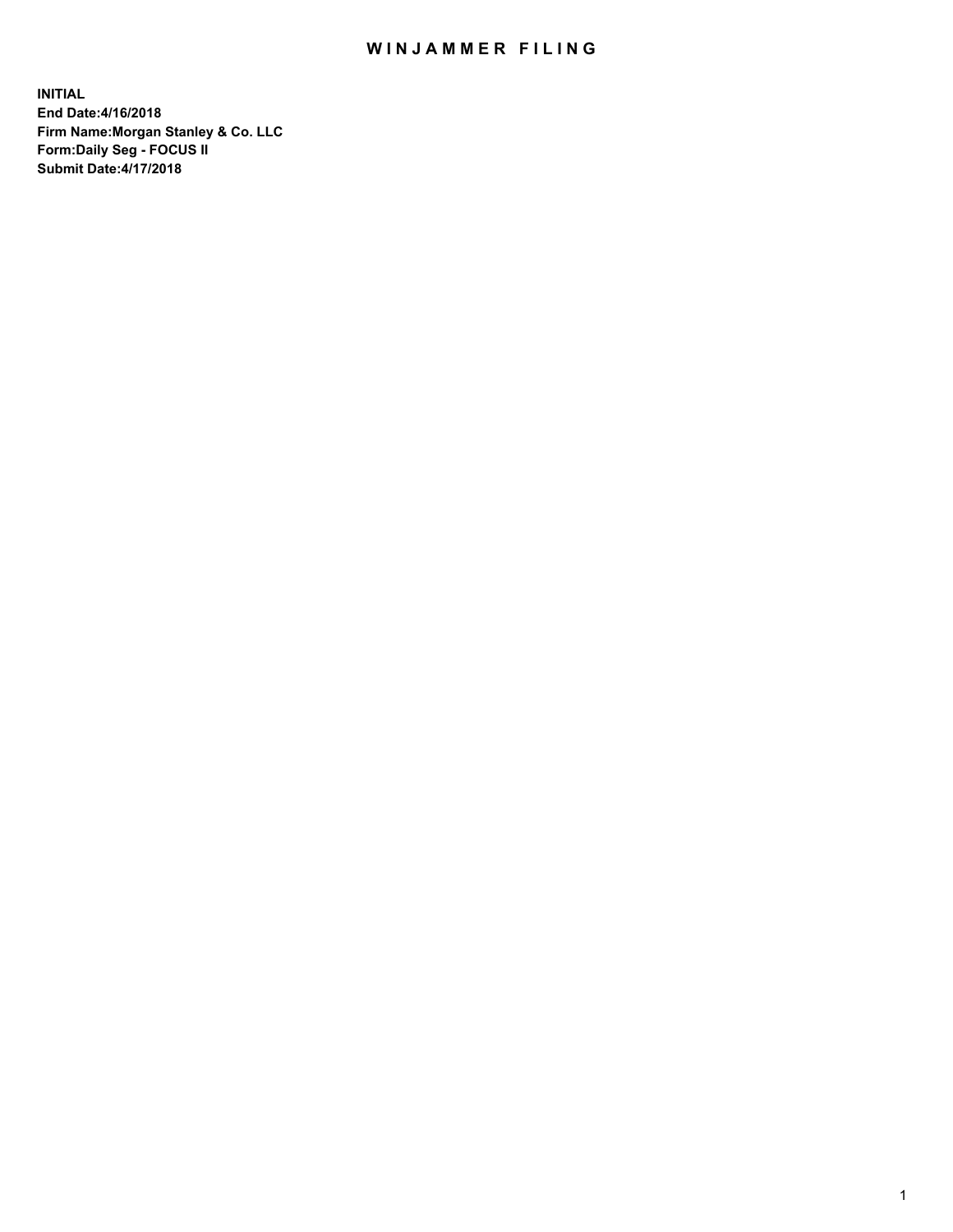# WINJAMMER FILING

**INITIAL**
**End Date:4/16/2018**
**Firm Name:Morgan Stanley & Co. LLC**
**Form:Daily Seg - FOCUS II**
**Submit Date:4/17/2018**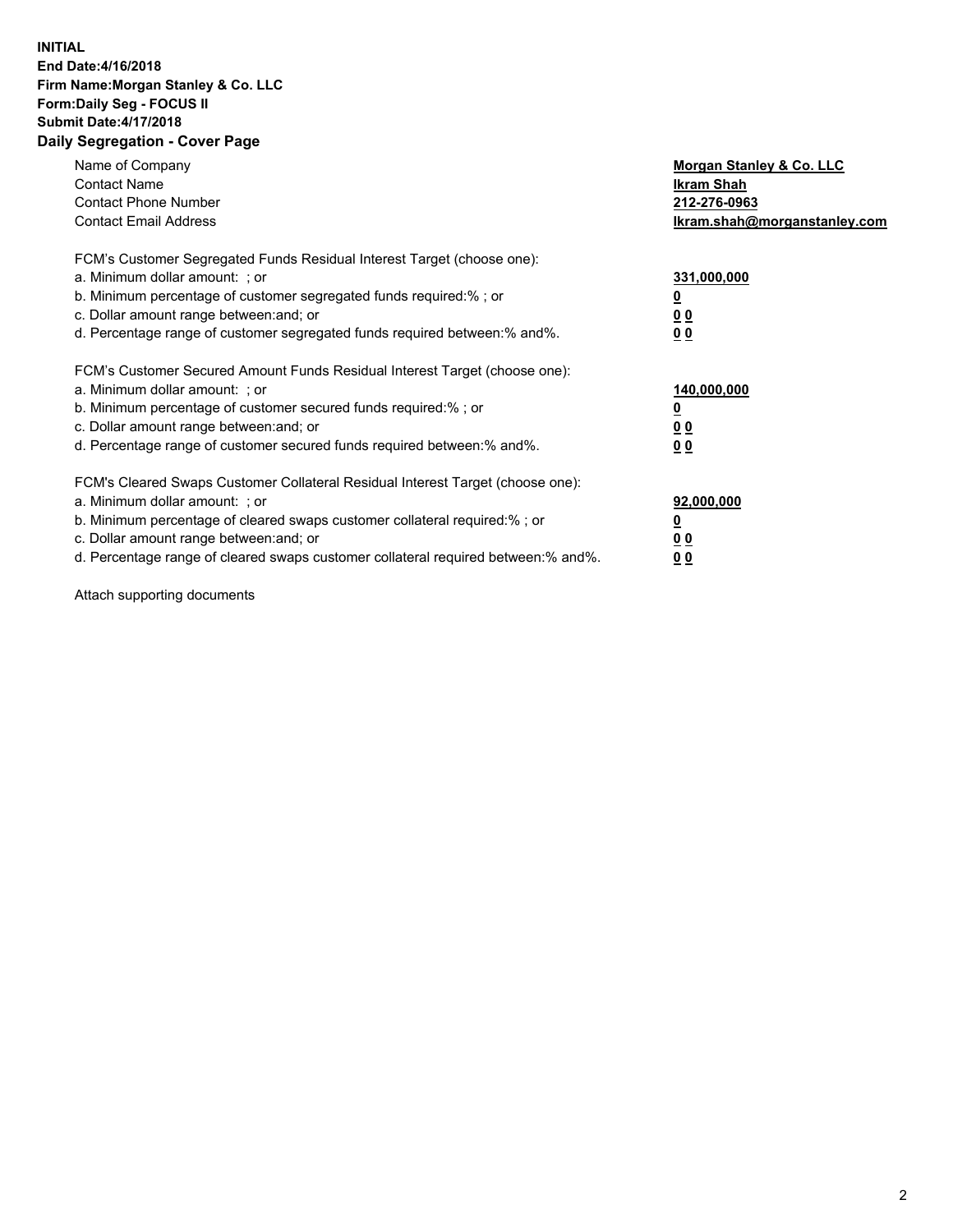**INITIAL**
**End Date:4/16/2018**
**Firm Name:Morgan Stanley & Co. LLC**
**Form:Daily Seg - FOCUS II**
**Submit Date:4/17/2018**
**Daily Segregation - Cover Page**

| | |
|---|---|
| Name of Company | **Morgan Stanley & Co. LLC** |
| Contact Name | **Ikram Shah** |
| Contact Phone Number | **212-276-0963** |
| Contact Email Address | **Ikram.shah@morganstanley.com** |

FCM's Customer Segregated Funds Residual Interest Target (choose one):

| | |
|---|---|
| a. Minimum dollar amount: ; or | **331,000,000** |
| b. Minimum percentage of customer segregated funds required:% ; or | **0** |
| c. Dollar amount range between:and; or | **0 0** |
| d. Percentage range of customer segregated funds required between:% and%. | **0 0** |

FCM's Customer Secured Amount Funds Residual Interest Target (choose one):

| | |
|---|---|
| a. Minimum dollar amount: ; or | **140,000,000** |
| b. Minimum percentage of customer secured funds required:% ; or | **0** |
| c. Dollar amount range between:and; or | **0 0** |
| d. Percentage range of customer secured funds required between:% and%. | **0 0** |

FCM's Cleared Swaps Customer Collateral Residual Interest Target (choose one):

| | |
|---|---|
| a. Minimum dollar amount: ; or | **92,000,000** |
| b. Minimum percentage of cleared swaps customer collateral required:% ; or | **0** |
| c. Dollar amount range between:and; or | **0 0** |
| d. Percentage range of cleared swaps customer collateral required between:% and%. | **0 0** |

Attach supporting documents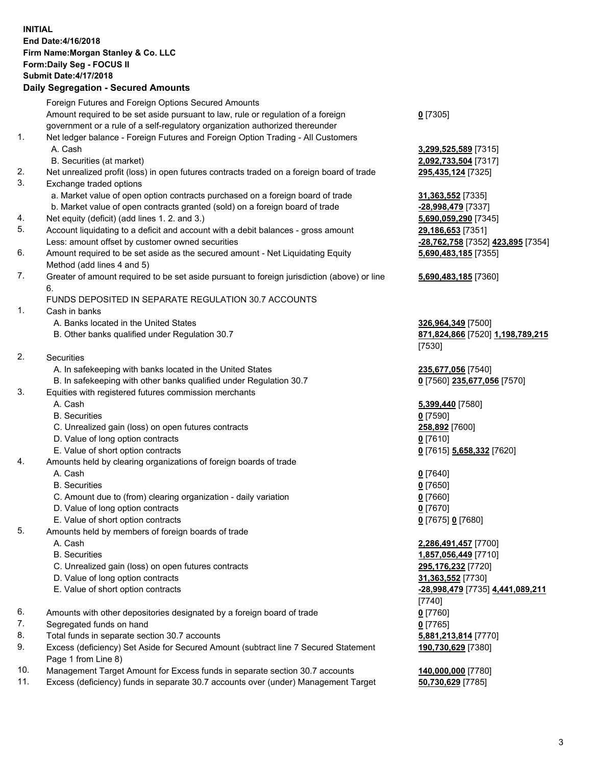**INITIAL**
**End Date:4/16/2018**
**Firm Name:Morgan Stanley & Co. LLC**
**Form:Daily Seg - FOCUS II**
**Submit Date:4/17/2018**

## Daily Segregation - Secured Amounts

| | | |
|---|---|---|
| | Foreign Futures and Foreign Options Secured Amounts | |
| | Amount required to be set aside pursuant to law, rule or regulation of a foreign government or a rule of a self-regulatory organization authorized thereunder | **0** [7305] |
| 1. | Net ledger balance - Foreign Futures and Foreign Option Trading - All Customers | |
| | A. Cash | **3,299,525,589** [7315] |
| | B. Securities (at market) | **2,092,733,504** [7317] |
| 2. | Net unrealized profit (loss) in open futures contracts traded on a foreign board of trade | **295,435,124** [7325] |
| 3. | Exchange traded options | |
| | a. Market value of open option contracts purchased on a foreign board of trade | **31,363,552** [7335] |
| | b. Market value of open contracts granted (sold) on a foreign board of trade | **-28,998,479** [7337] |
| 4. | Net equity (deficit) (add lines 1. 2. and 3.) | **5,690,059,290** [7345] |
| 5. | Account liquidating to a deficit and account with a debit balances - gross amount | **29,186,653** [7351] |
| | Less: amount offset by customer owned securities | **-28,762,758** [7352] **423,895** [7354] |
| 6. | Amount required to be set aside as the secured amount - Net Liquidating Equity Method (add lines 4 and 5) | **5,690,483,185** [7355] |
| 7. | Greater of amount required to be set aside pursuant to foreign jurisdiction (above) or line 6. | **5,690,483,185** [7360] |
| | FUNDS DEPOSITED IN SEPARATE REGULATION 30.7 ACCOUNTS | |
| 1. | Cash in banks | |
| | A. Banks located in the United States | **326,964,349** [7500] |
| | B. Other banks qualified under Regulation 30.7 | **871,824,866** [7520] **1,198,789,215** [7530] |
| 2. | Securities | |
| | A. In safekeeping with banks located in the United States | **235,677,056** [7540] |
| | B. In safekeeping with other banks qualified under Regulation 30.7 | **0** [7560] **235,677,056** [7570] |
| 3. | Equities with registered futures commission merchants | |
| | A. Cash | **5,399,440** [7580] |
| | B. Securities | **0** [7590] |
| | C. Unrealized gain (loss) on open futures contracts | **258,892** [7600] |
| | D. Value of long option contracts | **0** [7610] |
| | E. Value of short option contracts | **0** [7615] **5,658,332** [7620] |
| 4. | Amounts held by clearing organizations of foreign boards of trade | |
| | A. Cash | **0** [7640] |
| | B. Securities | **0** [7650] |
| | C. Amount due to (from) clearing organization - daily variation | **0** [7660] |
| | D. Value of long option contracts | **0** [7670] |
| | E. Value of short option contracts | **0** [7675] **0** [7680] |
| 5. | Amounts held by members of foreign boards of trade | |
| | A. Cash | **2,286,491,457** [7700] |
| | B. Securities | **1,857,056,449** [7710] |
| | C. Unrealized gain (loss) on open futures contracts | **295,176,232** [7720] |
| | D. Value of long option contracts | **31,363,552** [7730] |
| | E. Value of short option contracts | **-28,998,479** [7735] **4,441,089,211** [7740] |
| 6. | Amounts with other depositories designated by a foreign board of trade | **0** [7760] |
| 7. | Segregated funds on hand | **0** [7765] |
| 8. | Total funds in separate section 30.7 accounts | **5,881,213,814** [7770] |
| 9. | Excess (deficiency) Set Aside for Secured Amount (subtract line 7 Secured Statement Page 1 from Line 8) | **190,730,629** [7380] |
| 10. | Management Target Amount for Excess funds in separate section 30.7 accounts | **140,000,000** [7780] |
| 11. | Excess (deficiency) funds in separate 30.7 accounts over (under) Management Target | **50,730,629** [7785] |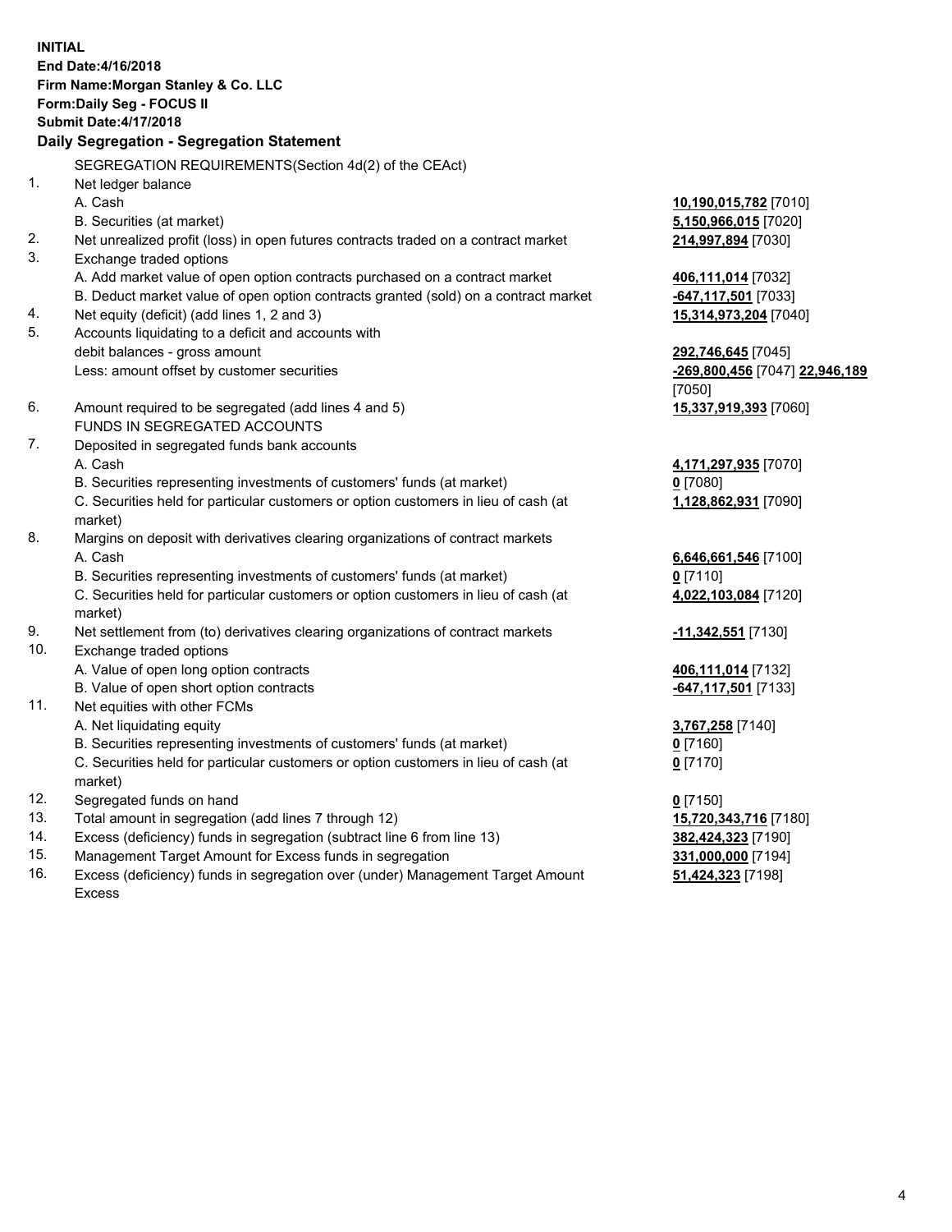**INITIAL**
**End Date:4/16/2018**
**Firm Name:Morgan Stanley & Co. LLC**
**Form:Daily Seg - FOCUS II**
**Submit Date:4/17/2018**

**Daily Segregation - Segregation Statement**

SEGREGATION REQUIREMENTS(Section 4d(2) of the CEAct)

| | | |
|---|---|---|
| 1. | Net ledger balance | |
| | A. Cash | **10,190,015,782** [7010] |
| | B. Securities (at market) | **5,150,966,015** [7020] |
| 2. | Net unrealized profit (loss) in open futures contracts traded on a contract market | **214,997,894** [7030] |
| 3. | Exchange traded options | |
| | A. Add market value of open option contracts purchased on a contract market | **406,111,014** [7032] |
| | B. Deduct market value of open option contracts granted (sold) on a contract market | **-647,117,501** [7033] |
| 4. | Net equity (deficit) (add lines 1, 2 and 3) | **15,314,973,204** [7040] |
| 5. | Accounts liquidating to a deficit and accounts with debit balances - gross amount | **292,746,645** [7045] |
| | Less: amount offset by customer securities | **-269,800,456** [7047] **22,946,189** [7050] |
| 6. | Amount required to be segregated (add lines 4 and 5) | **15,337,919,393** [7060] |
| | FUNDS IN SEGREGATED ACCOUNTS | |
| 7. | Deposited in segregated funds bank accounts | |
| | A. Cash | **4,171,297,935** [7070] |
| | B. Securities representing investments of customers' funds (at market) | **0** [7080] |
| | C. Securities held for particular customers or option customers in lieu of cash (at market) | **1,128,862,931** [7090] |
| 8. | Margins on deposit with derivatives clearing organizations of contract markets | |
| | A. Cash | **6,646,661,546** [7100] |
| | B. Securities representing investments of customers' funds (at market) | **0** [7110] |
| | C. Securities held for particular customers or option customers in lieu of cash (at market) | **4,022,103,084** [7120] |
| 9. | Net settlement from (to) derivatives clearing organizations of contract markets | **-11,342,551** [7130] |
| 10. | Exchange traded options | |
| | A. Value of open long option contracts | **406,111,014** [7132] |
| | B. Value of open short option contracts | **-647,117,501** [7133] |
| 11. | Net equities with other FCMs | |
| | A. Net liquidating equity | **3,767,258** [7140] |
| | B. Securities representing investments of customers' funds (at market) | **0** [7160] |
| | C. Securities held for particular customers or option customers in lieu of cash (at market) | **0** [7170] |
| 12. | Segregated funds on hand | **0** [7150] |
| 13. | Total amount in segregation (add lines 7 through 12) | **15,720,343,716** [7180] |
| 14. | Excess (deficiency) funds in segregation (subtract line 6 from line 13) | **382,424,323** [7190] |
| 15. | Management Target Amount for Excess funds in segregation | **331,000,000** [7194] |
| 16. | Excess (deficiency) funds in segregation over (under) Management Target Amount Excess | **51,424,323** [7198] |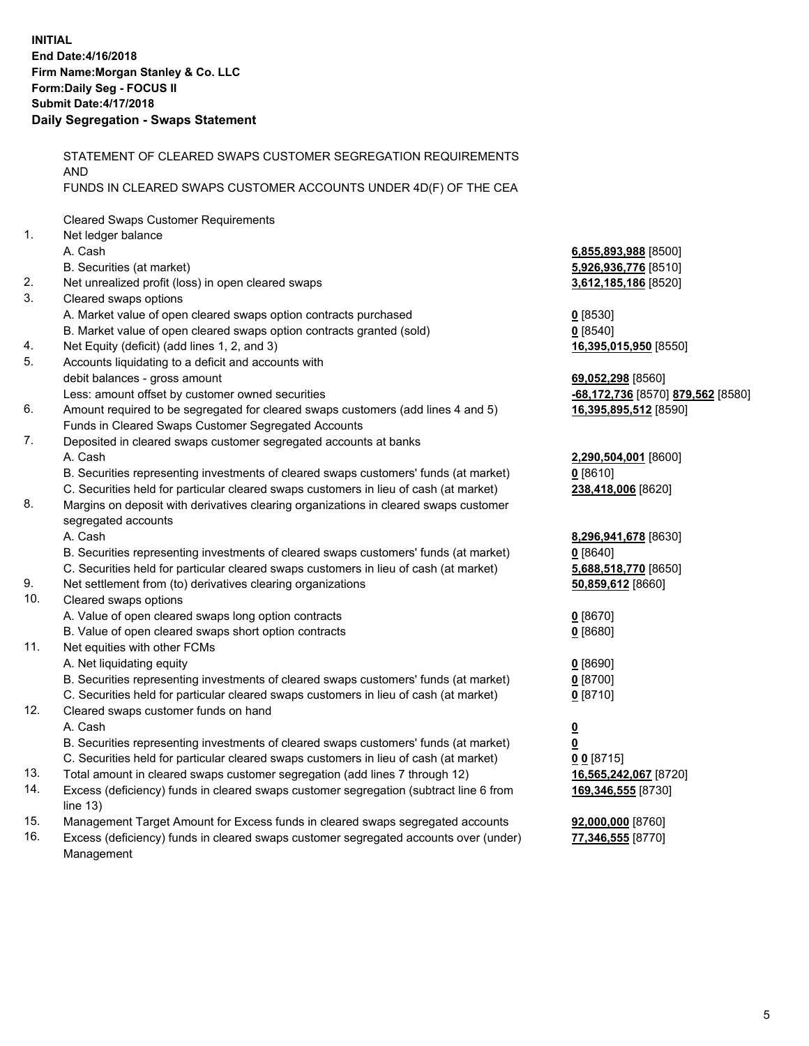**INITIAL**
**End Date:4/16/2018**
**Firm Name:Morgan Stanley & Co. LLC**
**Form:Daily Seg - FOCUS II**
**Submit Date:4/17/2018**
**Daily Segregation - Swaps Statement**

STATEMENT OF CLEARED SWAPS CUSTOMER SEGREGATION REQUIREMENTS AND FUNDS IN CLEARED SWAPS CUSTOMER ACCOUNTS UNDER 4D(F) OF THE CEA

| | | |
|---|---|---|
| | Cleared Swaps Customer Requirements | |
| 1. | Net ledger balance | |
| | A. Cash | **6,855,893,988** [8500] |
| | B. Securities (at market) | **5,926,936,776** [8510] |
| 2. | Net unrealized profit (loss) in open cleared swaps | **3,612,185,186** [8520] |
| 3. | Cleared swaps options | |
| | A. Market value of open cleared swaps option contracts purchased | **0** [8530] |
| | B. Market value of open cleared swaps option contracts granted (sold) | **0** [8540] |
| 4. | Net Equity (deficit) (add lines 1, 2, and 3) | **16,395,015,950** [8550] |
| 5. | Accounts liquidating to a deficit and accounts with debit balances - gross amount | **69,052,298** [8560] |
| | Less: amount offset by customer owned securities | **-68,172,736** [8570] **879,562** [8580] |
| 6. | Amount required to be segregated for cleared swaps customers (add lines 4 and 5) | **16,395,895,512** [8590] |
| | Funds in Cleared Swaps Customer Segregated Accounts | |
| 7. | Deposited in cleared swaps customer segregated accounts at banks | |
| | A. Cash | **2,290,504,001** [8600] |
| | B. Securities representing investments of cleared swaps customers' funds (at market) | **0** [8610] |
| | C. Securities held for particular cleared swaps customers in lieu of cash (at market) | **238,418,006** [8620] |
| 8. | Margins on deposit with derivatives clearing organizations in cleared swaps customer segregated accounts | |
| | A. Cash | **8,296,941,678** [8630] |
| | B. Securities representing investments of cleared swaps customers' funds (at market) | **0** [8640] |
| | C. Securities held for particular cleared swaps customers in lieu of cash (at market) | **5,688,518,770** [8650] |
| 9. | Net settlement from (to) derivatives clearing organizations | **50,859,612** [8660] |
| 10. | Cleared swaps options | |
| | A. Value of open cleared swaps long option contracts | **0** [8670] |
| | B. Value of open cleared swaps short option contracts | **0** [8680] |
| 11. | Net equities with other FCMs | |
| | A. Net liquidating equity | **0** [8690] |
| | B. Securities representing investments of cleared swaps customers' funds (at market) | **0** [8700] |
| | C. Securities held for particular cleared swaps customers in lieu of cash (at market) | **0** [8710] |
| 12. | Cleared swaps customer funds on hand | |
| | A. Cash | **0** |
| | B. Securities representing investments of cleared swaps customers' funds (at market) | **0** |
| | C. Securities held for particular cleared swaps customers in lieu of cash (at market) | **0** **0** [8715] |
| 13. | Total amount in cleared swaps customer segregation (add lines 7 through 12) | **16,565,242,067** [8720] |
| 14. | Excess (deficiency) funds in cleared swaps customer segregation (subtract line 6 from line 13) | **169,346,555** [8730] |
| 15. | Management Target Amount for Excess funds in cleared swaps segregated accounts | **92,000,000** [8760] |
| 16. | Excess (deficiency) funds in cleared swaps customer segregated accounts over (under) Management | **77,346,555** [8770] |